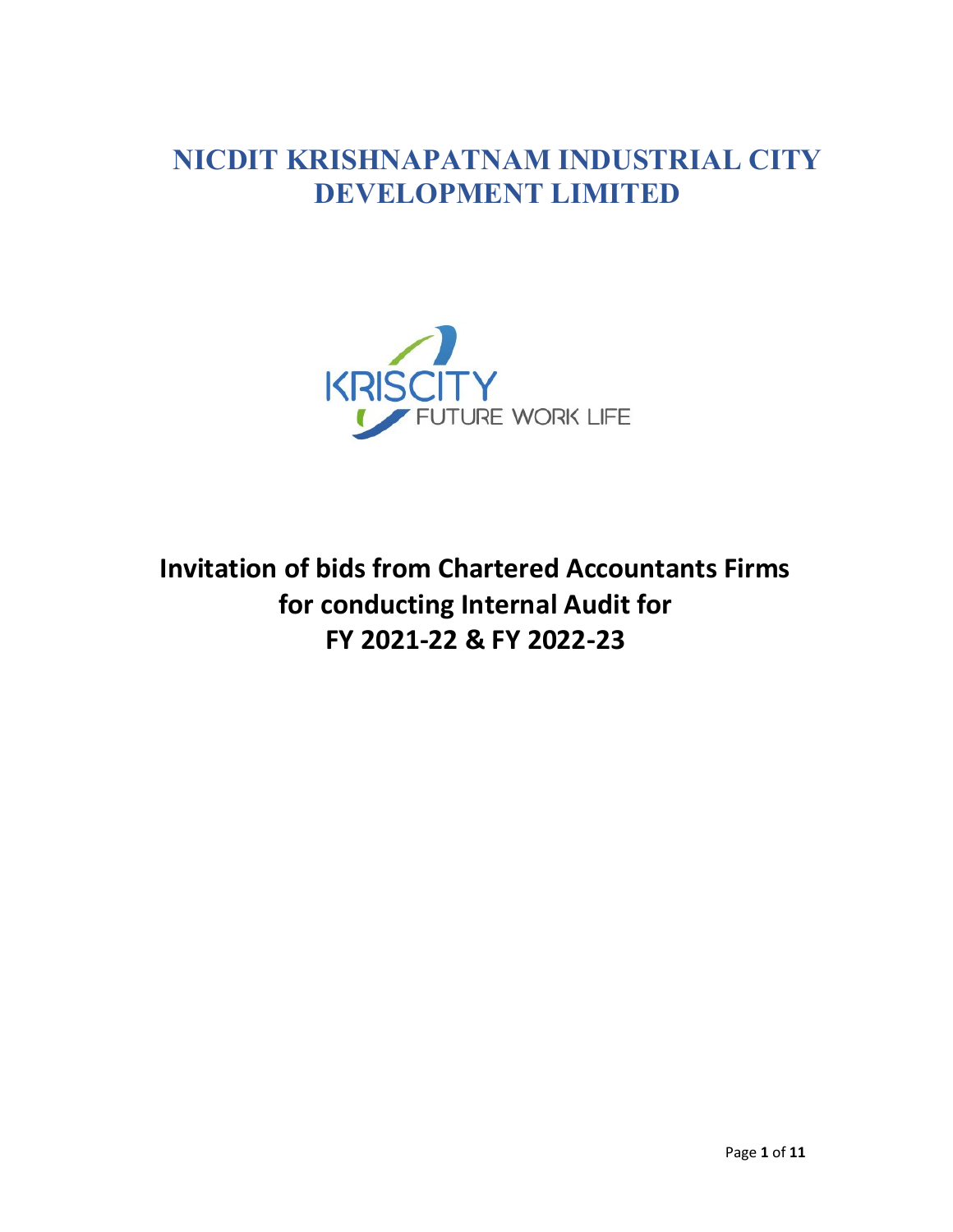# NICDIT KRISHNAPATNAM INDUSTRIAL CITY DEVELOPMENT LIMITED

KRISCITY
FUTURE WORK LIFE

## Invitation of bids from Chartered Accountants Firms for conducting Internal Audit for FY 2021-22 & FY 2022-23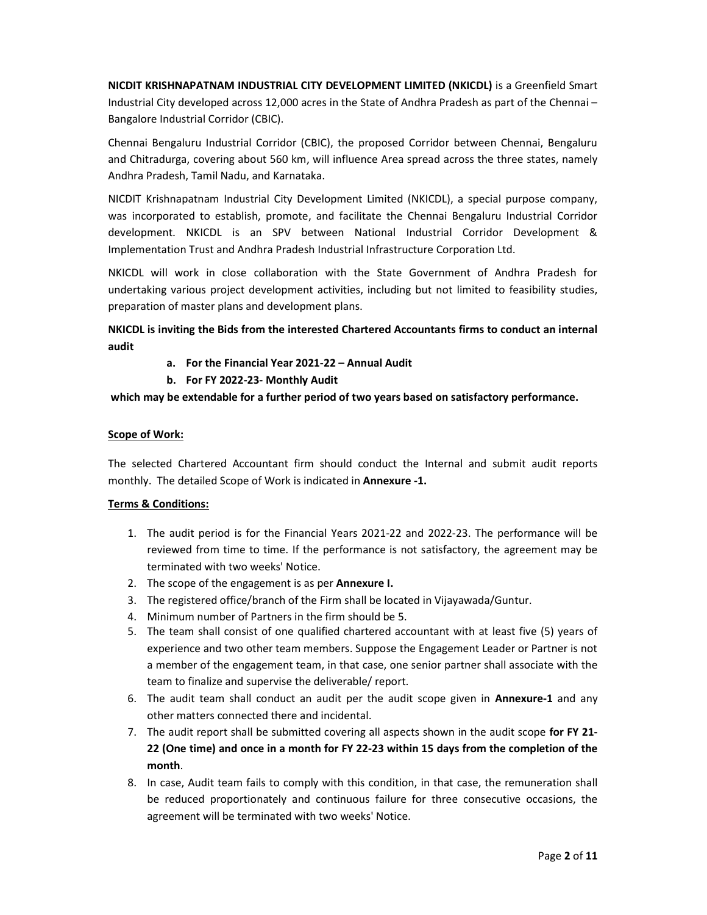**NICDIT KRISHNAPATNAM INDUSTRIAL CITY DEVELOPMENT LIMITED (NKICDL)** is a Greenfield Smart Industrial City developed across 12,000 acres in the State of Andhra Pradesh as part of the Chennai – Bangalore Industrial Corridor (CBIC).

Chennai Bengaluru Industrial Corridor (CBIC), the proposed Corridor between Chennai, Bengaluru and Chitradurga, covering about 560 km, will influence Area spread across the three states, namely Andhra Pradesh, Tamil Nadu, and Karnataka.

NICDIT Krishnapatnam Industrial City Development Limited (NKICDL), a special purpose company, was incorporated to establish, promote, and facilitate the Chennai Bengaluru Industrial Corridor development. NKICDL is an SPV between National Industrial Corridor Development & Implementation Trust and Andhra Pradesh Industrial Infrastructure Corporation Ltd.

NKICDL will work in close collaboration with the State Government of Andhra Pradesh for undertaking various project development activities, including but not limited to feasibility studies, preparation of master plans and development plans.

**NKICDL is inviting the Bids from the interested Chartered Accountants firms to conduct an internal audit**

- **a. For the Financial Year 2021-22 – Annual Audit**
- **b. For FY 2022-23- Monthly Audit**

**which may be extendable for a further period of two years based on satisfactory performance.**

**Scope of Work:**

The selected Chartered Accountant firm should conduct the Internal and submit audit reports monthly. The detailed Scope of Work is indicated in **Annexure -1.**

**Terms & Conditions:**

1. The audit period is for the Financial Years 2021-22 and 2022-23. The performance will be reviewed from time to time. If the performance is not satisfactory, the agreement may be terminated with two weeks' Notice.
2. The scope of the engagement is as per **Annexure I.**
3. The registered office/branch of the Firm shall be located in Vijayawada/Guntur.
4. Minimum number of Partners in the firm should be 5.
5. The team shall consist of one qualified chartered accountant with at least five (5) years of experience and two other team members. Suppose the Engagement Leader or Partner is not a member of the engagement team, in that case, one senior partner shall associate with the team to finalize and supervise the deliverable/ report.
6. The audit team shall conduct an audit per the audit scope given in **Annexure-1** and any other matters connected there and incidental.
7. The audit report shall be submitted covering all aspects shown in the audit scope **for FY 21-22 (One time) and once in a month for FY 22-23 within 15 days from the completion of the month**.
8. In case, Audit team fails to comply with this condition, in that case, the remuneration shall be reduced proportionately and continuous failure for three consecutive occasions, the agreement will be terminated with two weeks' Notice.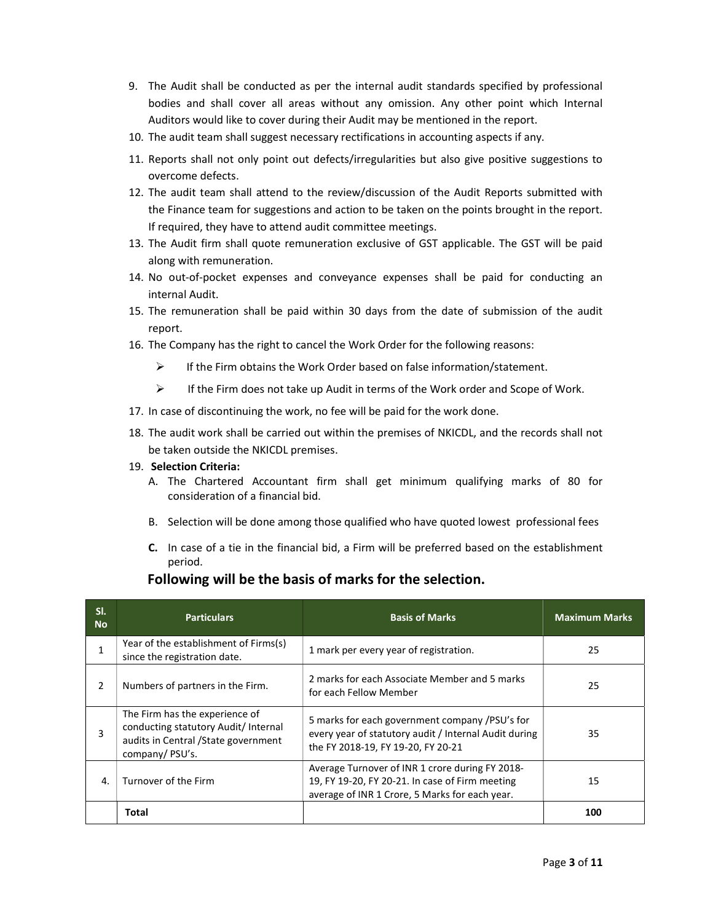9. The Audit shall be conducted as per the internal audit standards specified by professional bodies and shall cover all areas without any omission. Any other point which Internal Auditors would like to cover during their Audit may be mentioned in the report.
10. The audit team shall suggest necessary rectifications in accounting aspects if any.
11. Reports shall not only point out defects/irregularities but also give positive suggestions to overcome defects.
12. The audit team shall attend to the review/discussion of the Audit Reports submitted with the Finance team for suggestions and action to be taken on the points brought in the report. If required, they have to attend audit committee meetings.
13. The Audit firm shall quote remuneration exclusive of GST applicable. The GST will be paid along with remuneration.
14. No out-of-pocket expenses and conveyance expenses shall be paid for conducting an internal Audit.
15. The remuneration shall be paid within 30 days from the date of submission of the audit report.
16. The Company has the right to cancel the Work Order for the following reasons:
    - If the Firm obtains the Work Order based on false information/statement.
    - If the Firm does not take up Audit in terms of the Work order and Scope of Work.
17. In case of discontinuing the work, no fee will be paid for the work done.
18. The audit work shall be carried out within the premises of NKICDL, and the records shall not be taken outside the NKICDL premises.
19. **Selection Criteria:**
    A. The Chartered Accountant firm shall get minimum qualifying marks of 80 for consideration of a financial bid.

    B. Selection will be done among those qualified who have quoted lowest professional fees

    **C.** In case of a tie in the financial bid, a Firm will be preferred based on the establishment period.

## Following will be the basis of marks for the selection.

| Sl. No | Particulars | Basis of Marks | Maximum Marks |
|---|---|---|---|
| 1 | Year of the establishment of Firms(s) since the registration date. | 1 mark per every year of registration. | 25 |
| 2 | Numbers of partners in the Firm. | 2 marks for each Associate Member and 5 marks for each Fellow Member | 25 |
| 3 | The Firm has the experience of conducting statutory Audit/ Internal audits in Central /State government company/ PSU's. | 5 marks for each government company /PSU's for every year of statutory audit / Internal Audit during the FY 2018-19, FY 19-20, FY 20-21 | 35 |
| 4. | Turnover of the Firm | Average Turnover of INR 1 crore during FY 2018-19, FY 19-20, FY 20-21. In case of Firm meeting average of INR 1 Crore, 5 Marks for each year. | 15 |
| | **Total** | | **100** |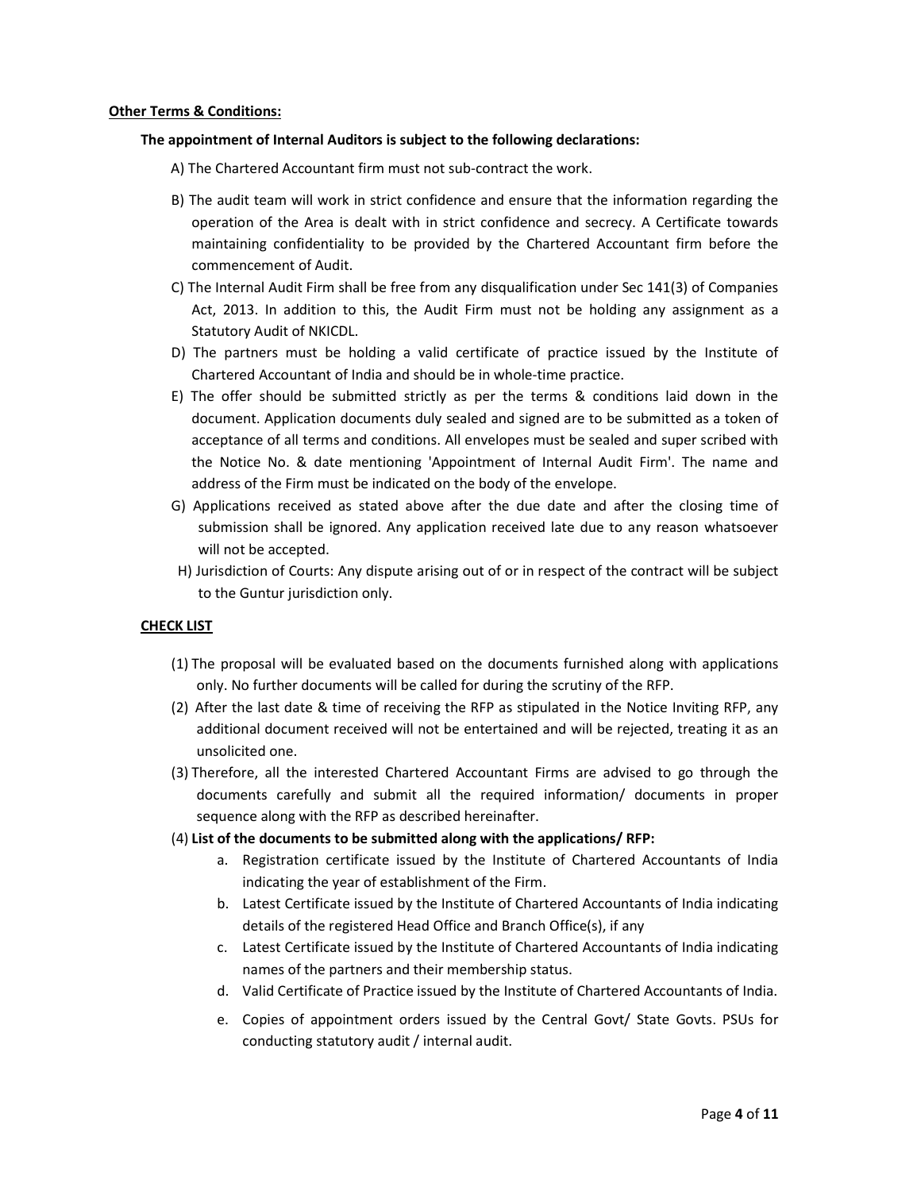**Other Terms & Conditions:**

**The appointment of Internal Auditors is subject to the following declarations:**

A) The Chartered Accountant firm must not sub-contract the work.

B) The audit team will work in strict confidence and ensure that the information regarding the operation of the Area is dealt with in strict confidence and secrecy. A Certificate towards maintaining confidentiality to be provided by the Chartered Accountant firm before the commencement of Audit.

C) The Internal Audit Firm shall be free from any disqualification under Sec 141(3) of Companies Act, 2013. In addition to this, the Audit Firm must not be holding any assignment as a Statutory Audit of NKICDL.

D) The partners must be holding a valid certificate of practice issued by the Institute of Chartered Accountant of India and should be in whole-time practice.

E) The offer should be submitted strictly as per the terms & conditions laid down in the document. Application documents duly sealed and signed are to be submitted as a token of acceptance of all terms and conditions. All envelopes must be sealed and super scribed with the Notice No. & date mentioning 'Appointment of Internal Audit Firm'. The name and address of the Firm must be indicated on the body of the envelope.

G) Applications received as stated above after the due date and after the closing time of submission shall be ignored. Any application received late due to any reason whatsoever will not be accepted.

H) Jurisdiction of Courts: Any dispute arising out of or in respect of the contract will be subject to the Guntur jurisdiction only.

**CHECK LIST**

(1) The proposal will be evaluated based on the documents furnished along with applications only. No further documents will be called for during the scrutiny of the RFP.

(2) After the last date & time of receiving the RFP as stipulated in the Notice Inviting RFP, any additional document received will not be entertained and will be rejected, treating it as an unsolicited one.

(3) Therefore, all the interested Chartered Accountant Firms are advised to go through the documents carefully and submit all the required information/ documents in proper sequence along with the RFP as described hereinafter.

(4) **List of the documents to be submitted along with the applications/ RFP:**

a. Registration certificate issued by the Institute of Chartered Accountants of India indicating the year of establishment of the Firm.

b. Latest Certificate issued by the Institute of Chartered Accountants of India indicating details of the registered Head Office and Branch Office(s), if any

c. Latest Certificate issued by the Institute of Chartered Accountants of India indicating names of the partners and their membership status.

d. Valid Certificate of Practice issued by the Institute of Chartered Accountants of India.

e. Copies of appointment orders issued by the Central Govt/ State Govts. PSUs for conducting statutory audit / internal audit.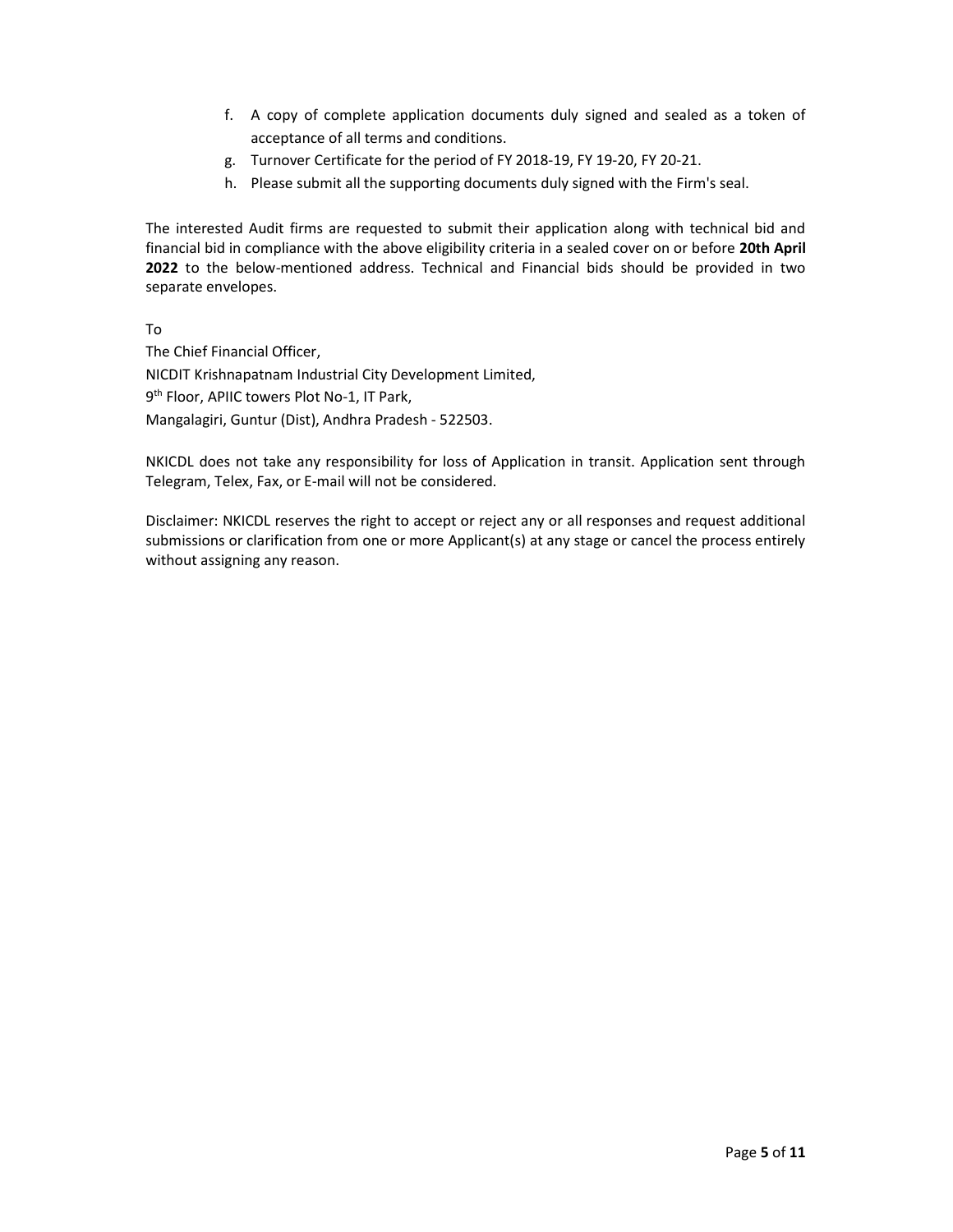f. A copy of complete application documents duly signed and sealed as a token of acceptance of all terms and conditions.
g. Turnover Certificate for the period of FY 2018-19, FY 19-20, FY 20-21.
h. Please submit all the supporting documents duly signed with the Firm's seal.

The interested Audit firms are requested to submit their application along with technical bid and financial bid in compliance with the above eligibility criteria in a sealed cover on or before **20th April 2022** to the below-mentioned address. Technical and Financial bids should be provided in two separate envelopes.

To
The Chief Financial Officer,
NICDIT Krishnapatnam Industrial City Development Limited,
9th Floor, APIIC towers Plot No-1, IT Park,
Mangalagiri, Guntur (Dist), Andhra Pradesh - 522503.

NKICDL does not take any responsibility for loss of Application in transit. Application sent through Telegram, Telex, Fax, or E-mail will not be considered.

Disclaimer: NKICDL reserves the right to accept or reject any or all responses and request additional submissions or clarification from one or more Applicant(s) at any stage or cancel the process entirely without assigning any reason.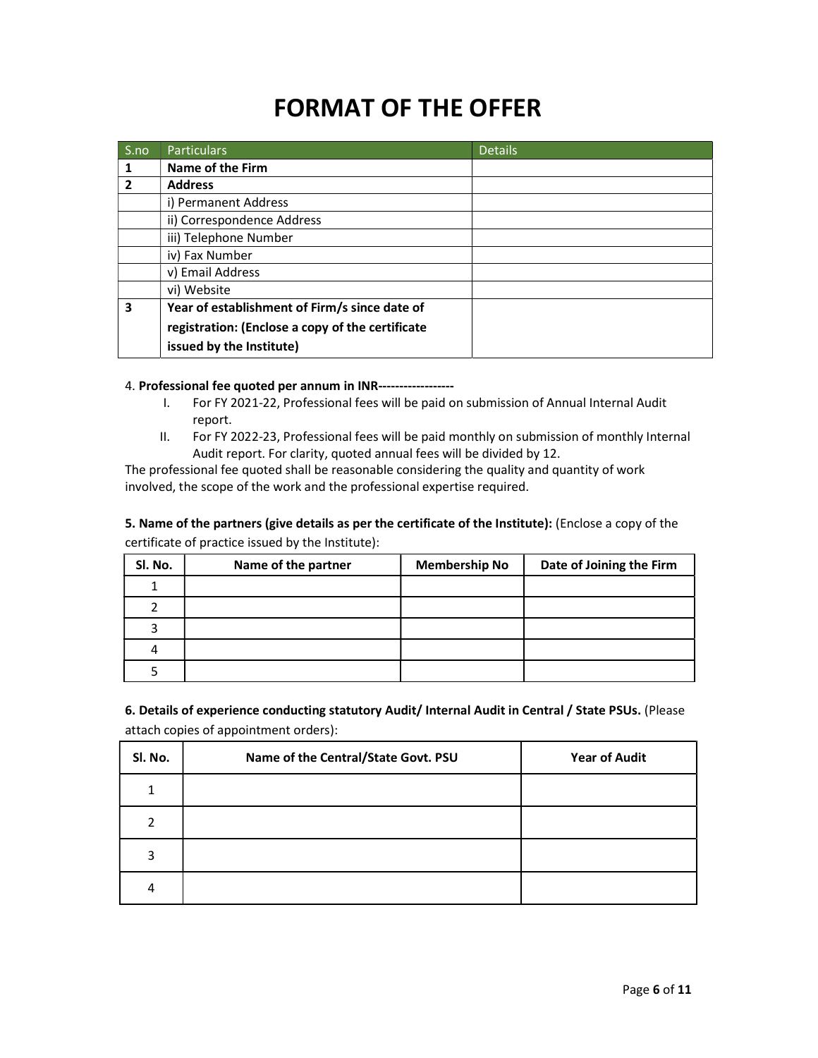# FORMAT OF THE OFFER

| S.no | Particulars | Details |
|---|---|---|
| **1** | **Name of the Firm** | |
| **2** | **Address** | |
| | i) Permanent Address | |
| | ii) Correspondence Address | |
| | iii) Telephone Number | |
| | iv) Fax Number | |
| | v) Email Address | |
| | vi) Website | |
| **3** | **Year of establishment of Firm/s since date of registration: (Enclose a copy of the certificate issued by the Institute)** | |

4. **Professional fee quoted per annum in INR------------------**

   I. For FY 2021-22, Professional fees will be paid on submission of Annual Internal Audit report.

   II. For FY 2022-23, Professional fees will be paid monthly on submission of monthly Internal Audit report. For clarity, quoted annual fees will be divided by 12.

The professional fee quoted shall be reasonable considering the quality and quantity of work involved, the scope of the work and the professional expertise required.

**5. Name of the partners (give details as per the certificate of the Institute):** (Enclose a copy of the certificate of practice issued by the Institute):

| Sl. No. | Name of the partner | Membership No | Date of Joining the Firm |
|---|---|---|---|
| 1 | | | |
| 2 | | | |
| 3 | | | |
| 4 | | | |
| 5 | | | |

**6. Details of experience conducting statutory Audit/ Internal Audit in Central / State PSUs.** (Please attach copies of appointment orders):

| Sl. No. | Name of the Central/State Govt. PSU | Year of Audit |
|---|---|---|
| 1 | | |
| 2 | | |
| 3 | | |
| 4 | | |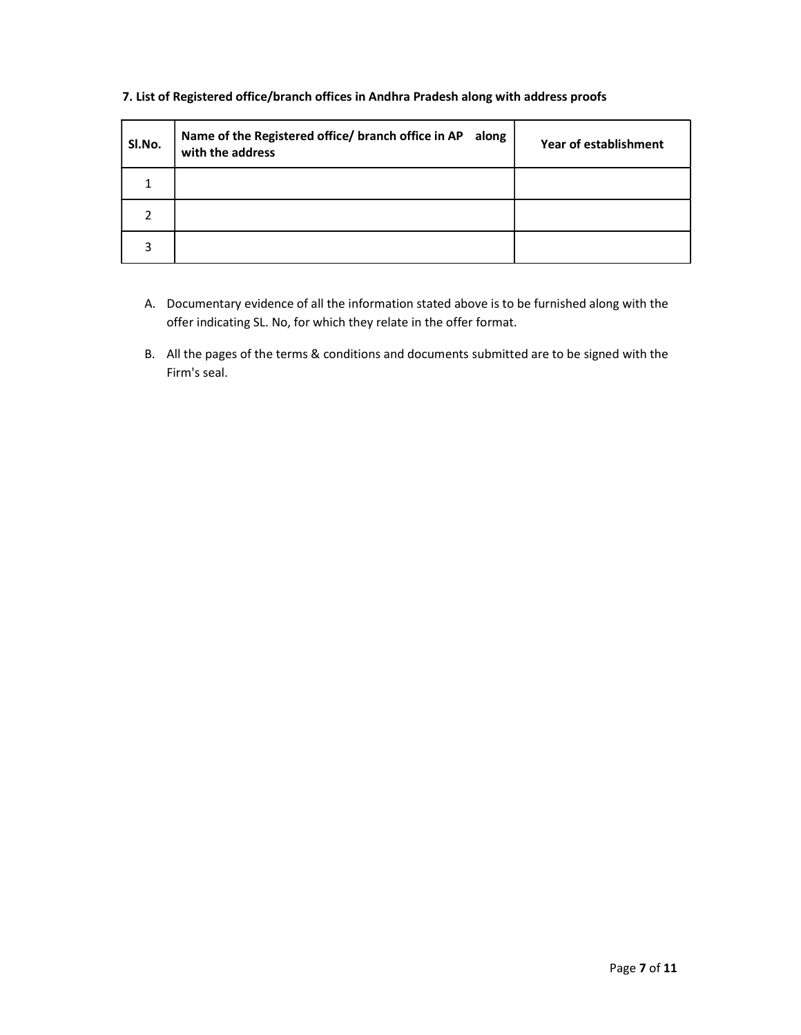**7. List of Registered office/branch offices in Andhra Pradesh along with address proofs**

| Sl.No. | Name of the Registered office/ branch office in AP along with the address | Year of establishment |
|---|---|---|
| 1 | | |
| 2 | | |
| 3 | | |

A. Documentary evidence of all the information stated above is to be furnished along with the offer indicating SL. No, for which they relate in the offer format.

B. All the pages of the terms & conditions and documents submitted are to be signed with the Firm's seal.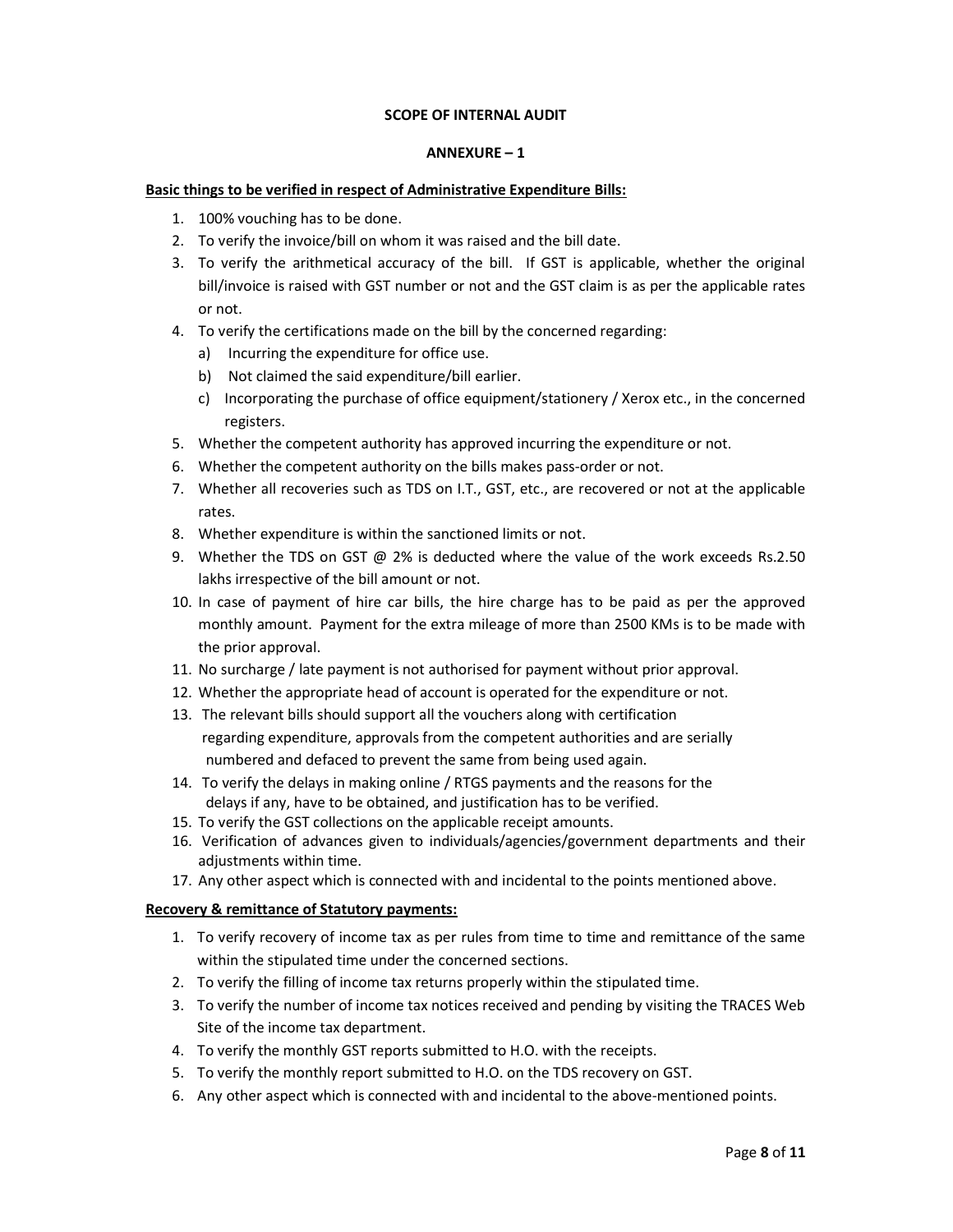**SCOPE OF INTERNAL AUDIT**

**ANNEXURE – 1**

**Basic things to be verified in respect of Administrative Expenditure Bills:**

1. 100% vouching has to be done.
2. To verify the invoice/bill on whom it was raised and the bill date.
3. To verify the arithmetical accuracy of the bill. If GST is applicable, whether the original bill/invoice is raised with GST number or not and the GST claim is as per the applicable rates or not.
4. To verify the certifications made on the bill by the concerned regarding:
   a) Incurring the expenditure for office use.
   b) Not claimed the said expenditure/bill earlier.
   c) Incorporating the purchase of office equipment/stationery / Xerox etc., in the concerned registers.
5. Whether the competent authority has approved incurring the expenditure or not.
6. Whether the competent authority on the bills makes pass-order or not.
7. Whether all recoveries such as TDS on I.T., GST, etc., are recovered or not at the applicable rates.
8. Whether expenditure is within the sanctioned limits or not.
9. Whether the TDS on GST @ 2% is deducted where the value of the work exceeds Rs.2.50 lakhs irrespective of the bill amount or not.
10. In case of payment of hire car bills, the hire charge has to be paid as per the approved monthly amount. Payment for the extra mileage of more than 2500 KMs is to be made with the prior approval.
11. No surcharge / late payment is not authorised for payment without prior approval.
12. Whether the appropriate head of account is operated for the expenditure or not.
13. The relevant bills should support all the vouchers along with certification regarding expenditure, approvals from the competent authorities and are serially numbered and defaced to prevent the same from being used again.
14. To verify the delays in making online / RTGS payments and the reasons for the delays if any, have to be obtained, and justification has to be verified.
15. To verify the GST collections on the applicable receipt amounts.
16. Verification of advances given to individuals/agencies/government departments and their adjustments within time.
17. Any other aspect which is connected with and incidental to the points mentioned above.

**Recovery & remittance of Statutory payments:**

1. To verify recovery of income tax as per rules from time to time and remittance of the same within the stipulated time under the concerned sections.
2. To verify the filling of income tax returns properly within the stipulated time.
3. To verify the number of income tax notices received and pending by visiting the TRACES Web Site of the income tax department.
4. To verify the monthly GST reports submitted to H.O. with the receipts.
5. To verify the monthly report submitted to H.O. on the TDS recovery on GST.
6. Any other aspect which is connected with and incidental to the above-mentioned points.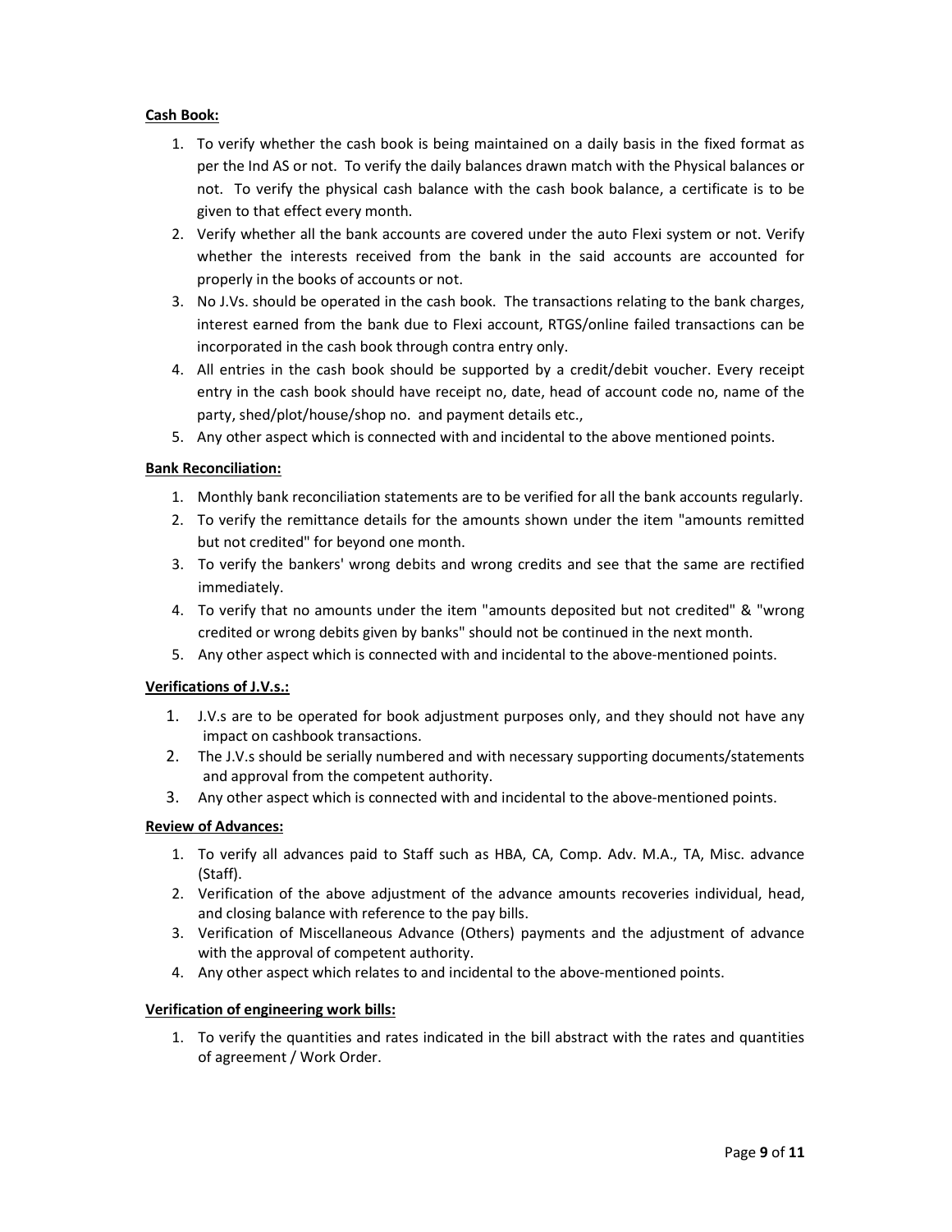**Cash Book:**

1. To verify whether the cash book is being maintained on a daily basis in the fixed format as per the Ind AS or not. To verify the daily balances drawn match with the Physical balances or not. To verify the physical cash balance with the cash book balance, a certificate is to be given to that effect every month.
2. Verify whether all the bank accounts are covered under the auto Flexi system or not. Verify whether the interests received from the bank in the said accounts are accounted for properly in the books of accounts or not.
3. No J.Vs. should be operated in the cash book. The transactions relating to the bank charges, interest earned from the bank due to Flexi account, RTGS/online failed transactions can be incorporated in the cash book through contra entry only.
4. All entries in the cash book should be supported by a credit/debit voucher. Every receipt entry in the cash book should have receipt no, date, head of account code no, name of the party, shed/plot/house/shop no. and payment details etc.,
5. Any other aspect which is connected with and incidental to the above mentioned points.

**Bank Reconciliation:**

1. Monthly bank reconciliation statements are to be verified for all the bank accounts regularly.
2. To verify the remittance details for the amounts shown under the item "amounts remitted but not credited" for beyond one month.
3. To verify the bankers' wrong debits and wrong credits and see that the same are rectified immediately.
4. To verify that no amounts under the item "amounts deposited but not credited" & "wrong credited or wrong debits given by banks" should not be continued in the next month.
5. Any other aspect which is connected with and incidental to the above-mentioned points.

**Verifications of J.V.s.:**

1. J.V.s are to be operated for book adjustment purposes only, and they should not have any impact on cashbook transactions.
2. The J.V.s should be serially numbered and with necessary supporting documents/statements and approval from the competent authority.
3. Any other aspect which is connected with and incidental to the above-mentioned points.

**Review of Advances:**

1. To verify all advances paid to Staff such as HBA, CA, Comp. Adv. M.A., TA, Misc. advance (Staff).
2. Verification of the above adjustment of the advance amounts recoveries individual, head, and closing balance with reference to the pay bills.
3. Verification of Miscellaneous Advance (Others) payments and the adjustment of advance with the approval of competent authority.
4. Any other aspect which relates to and incidental to the above-mentioned points.

**Verification of engineering work bills:**

1. To verify the quantities and rates indicated in the bill abstract with the rates and quantities of agreement / Work Order.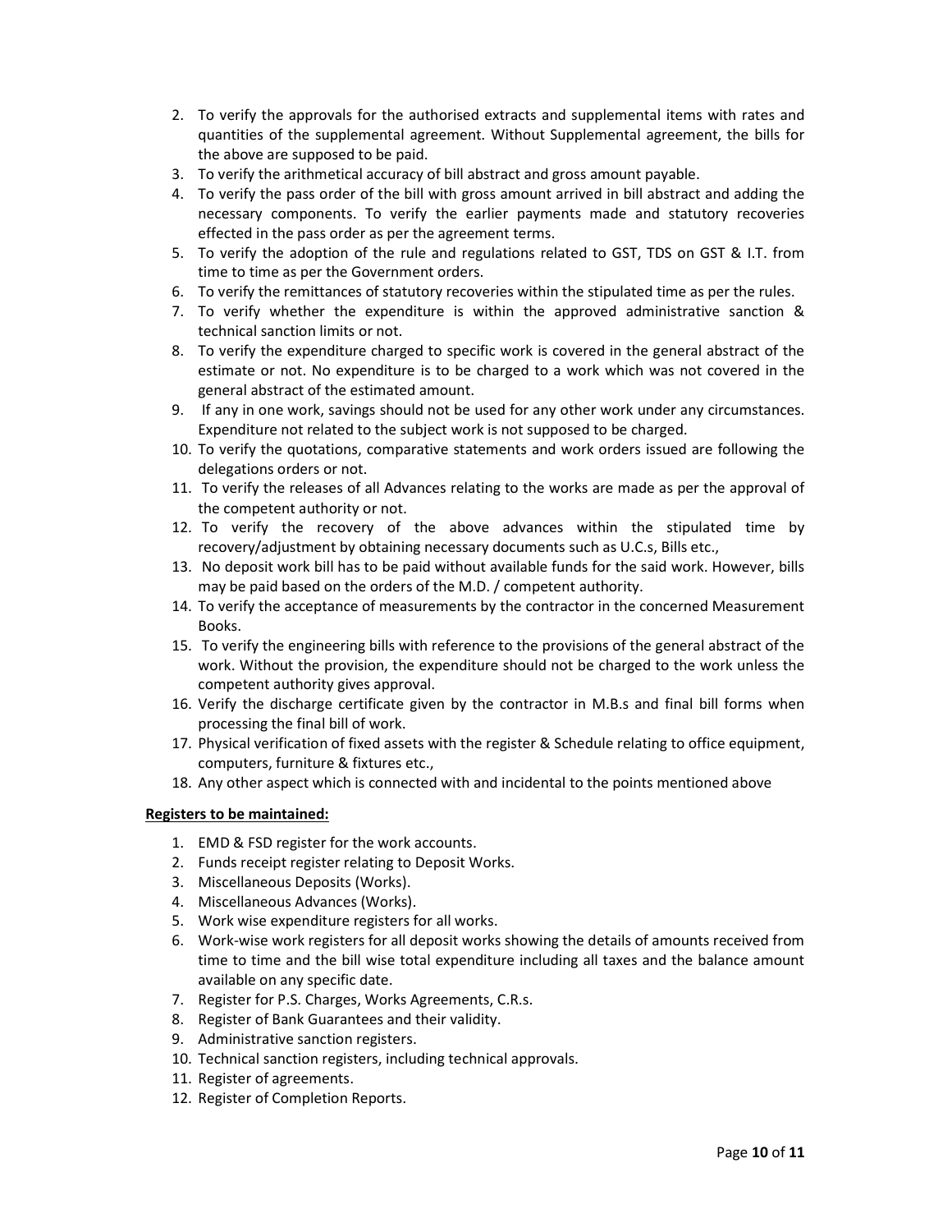2. To verify the approvals for the authorised extracts and supplemental items with rates and quantities of the supplemental agreement. Without Supplemental agreement, the bills for the above are supposed to be paid.
3. To verify the arithmetical accuracy of bill abstract and gross amount payable.
4. To verify the pass order of the bill with gross amount arrived in bill abstract and adding the necessary components. To verify the earlier payments made and statutory recoveries effected in the pass order as per the agreement terms.
5. To verify the adoption of the rule and regulations related to GST, TDS on GST & I.T. from time to time as per the Government orders.
6. To verify the remittances of statutory recoveries within the stipulated time as per the rules.
7. To verify whether the expenditure is within the approved administrative sanction & technical sanction limits or not.
8. To verify the expenditure charged to specific work is covered in the general abstract of the estimate or not. No expenditure is to be charged to a work which was not covered in the general abstract of the estimated amount.
9. If any in one work, savings should not be used for any other work under any circumstances. Expenditure not related to the subject work is not supposed to be charged.
10. To verify the quotations, comparative statements and work orders issued are following the delegations orders or not.
11. To verify the releases of all Advances relating to the works are made as per the approval of the competent authority or not.
12. To verify the recovery of the above advances within the stipulated time by recovery/adjustment by obtaining necessary documents such as U.C.s, Bills etc.,
13. No deposit work bill has to be paid without available funds for the said work. However, bills may be paid based on the orders of the M.D. / competent authority.
14. To verify the acceptance of measurements by the contractor in the concerned Measurement Books.
15. To verify the engineering bills with reference to the provisions of the general abstract of the work. Without the provision, the expenditure should not be charged to the work unless the competent authority gives approval.
16. Verify the discharge certificate given by the contractor in M.B.s and final bill forms when processing the final bill of work.
17. Physical verification of fixed assets with the register & Schedule relating to office equipment, computers, furniture & fixtures etc.,
18. Any other aspect which is connected with and incidental to the points mentioned above

**Registers to be maintained:**

1. EMD & FSD register for the work accounts.
2. Funds receipt register relating to Deposit Works.
3. Miscellaneous Deposits (Works).
4. Miscellaneous Advances (Works).
5. Work wise expenditure registers for all works.
6. Work-wise work registers for all deposit works showing the details of amounts received from time to time and the bill wise total expenditure including all taxes and the balance amount available on any specific date.
7. Register for P.S. Charges, Works Agreements, C.R.s.
8. Register of Bank Guarantees and their validity.
9. Administrative sanction registers.
10. Technical sanction registers, including technical approvals.
11. Register of agreements.
12. Register of Completion Reports.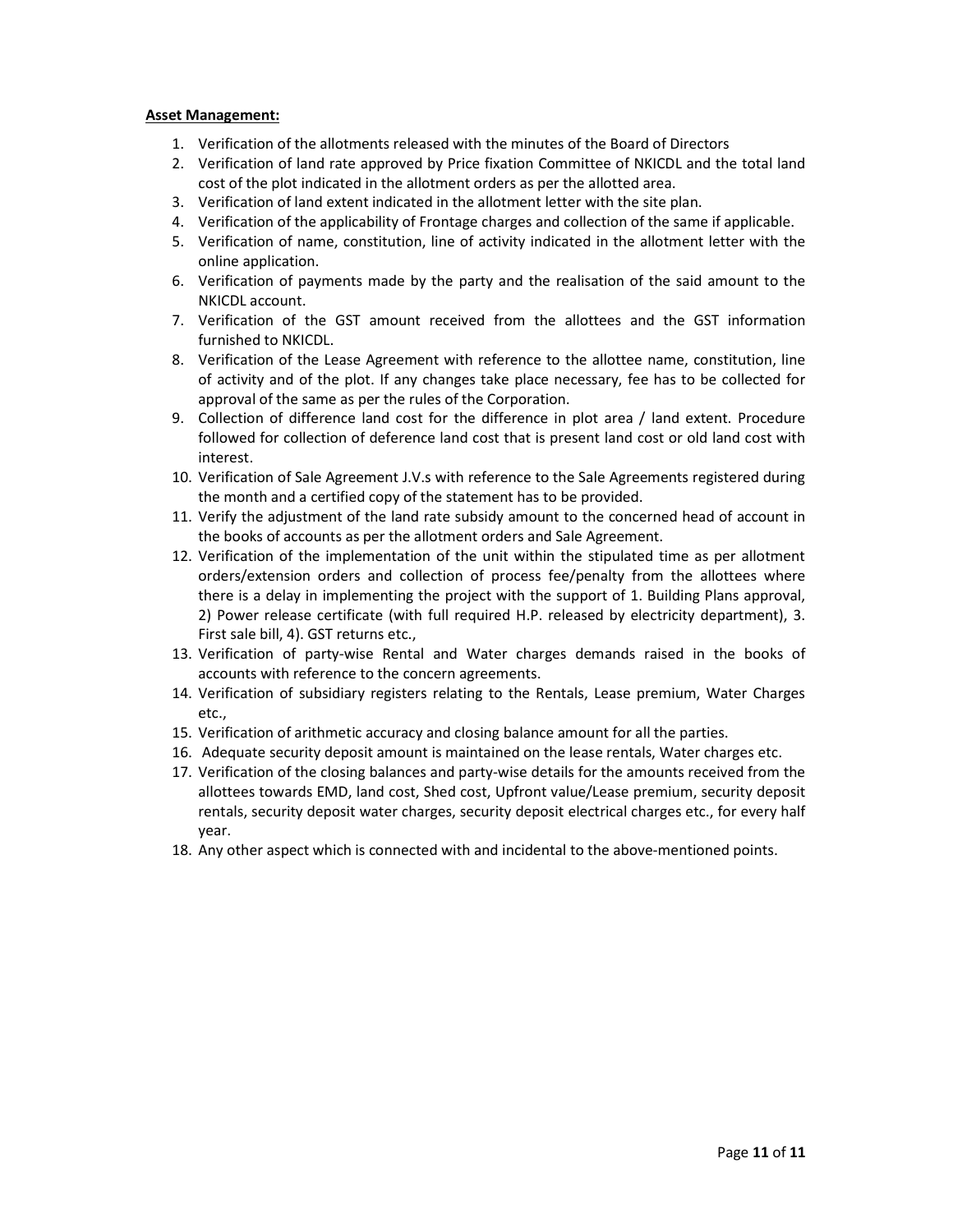**Asset Management:**

1. Verification of the allotments released with the minutes of the Board of Directors
2. Verification of land rate approved by Price fixation Committee of NKICDL and the total land cost of the plot indicated in the allotment orders as per the allotted area.
3. Verification of land extent indicated in the allotment letter with the site plan.
4. Verification of the applicability of Frontage charges and collection of the same if applicable.
5. Verification of name, constitution, line of activity indicated in the allotment letter with the online application.
6. Verification of payments made by the party and the realisation of the said amount to the NKICDL account.
7. Verification of the GST amount received from the allottees and the GST information furnished to NKICDL.
8. Verification of the Lease Agreement with reference to the allottee name, constitution, line of activity and of the plot. If any changes take place necessary, fee has to be collected for approval of the same as per the rules of the Corporation.
9. Collection of difference land cost for the difference in plot area / land extent. Procedure followed for collection of deference land cost that is present land cost or old land cost with interest.
10. Verification of Sale Agreement J.V.s with reference to the Sale Agreements registered during the month and a certified copy of the statement has to be provided.
11. Verify the adjustment of the land rate subsidy amount to the concerned head of account in the books of accounts as per the allotment orders and Sale Agreement.
12. Verification of the implementation of the unit within the stipulated time as per allotment orders/extension orders and collection of process fee/penalty from the allottees where there is a delay in implementing the project with the support of 1. Building Plans approval, 2) Power release certificate (with full required H.P. released by electricity department), 3. First sale bill, 4). GST returns etc.,
13. Verification of party-wise Rental and Water charges demands raised in the books of accounts with reference to the concern agreements.
14. Verification of subsidiary registers relating to the Rentals, Lease premium, Water Charges etc.,
15. Verification of arithmetic accuracy and closing balance amount for all the parties.
16. Adequate security deposit amount is maintained on the lease rentals, Water charges etc.
17. Verification of the closing balances and party-wise details for the amounts received from the allottees towards EMD, land cost, Shed cost, Upfront value/Lease premium, security deposit rentals, security deposit water charges, security deposit electrical charges etc., for every half year.
18. Any other aspect which is connected with and incidental to the above-mentioned points.